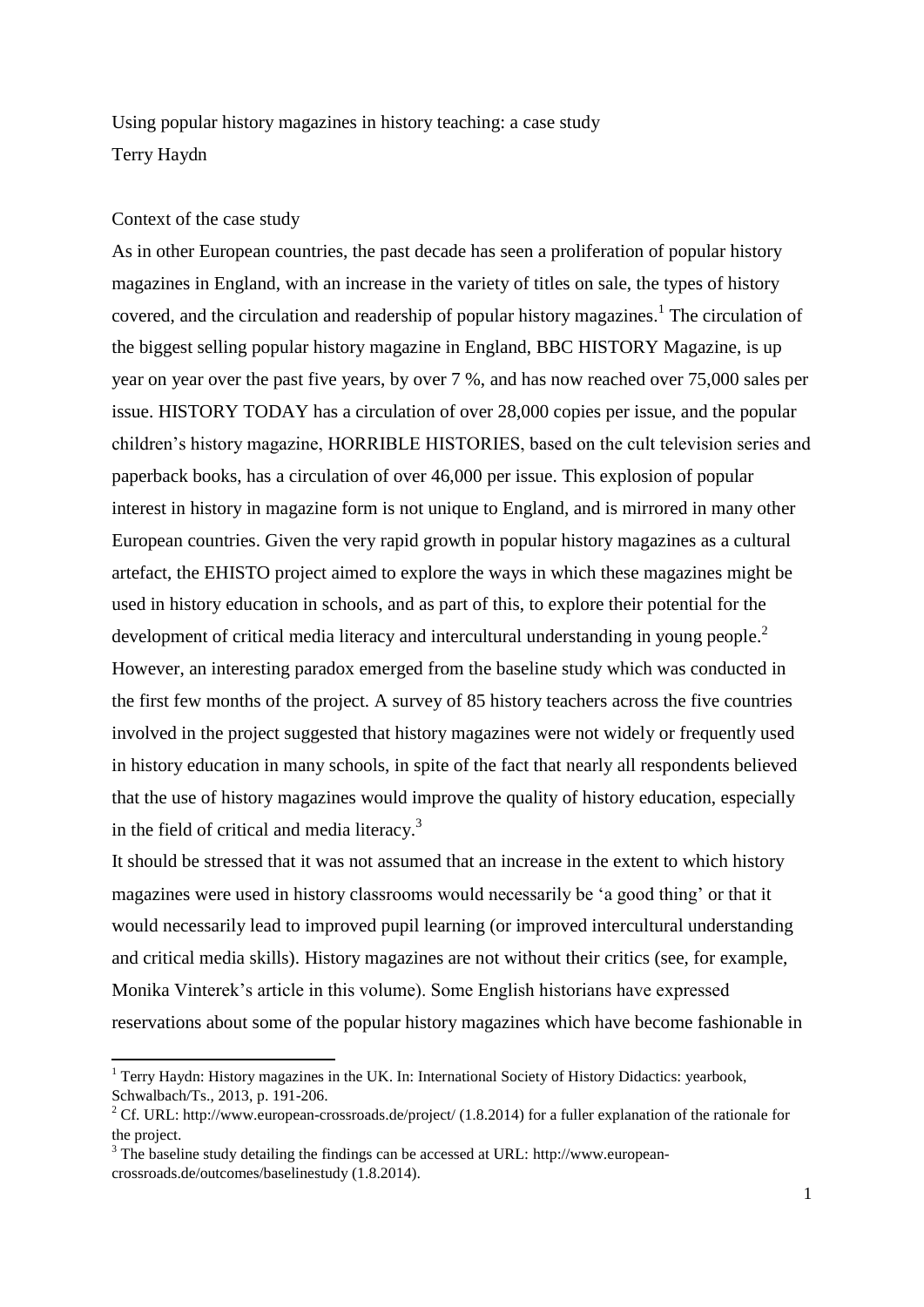# Using popular history magazines in history teaching: a case study

Terry Haydn

## Context of the case study

As in other European countries, the past decade has seen a proliferation of popular history magazines in England, with an increase in the variety of titles on sale, the types of history covered, and the circulation and readership of popular history magazines.[1] The circulation of the biggest selling popular history magazine in England, BBC HISTORY Magazine, is up year on year over the past five years, by over 7 %, and has now reached over 75,000 sales per issue. HISTORY TODAY has a circulation of over 28,000 copies per issue, and the popular children's history magazine, HORRIBLE HISTORIES, based on the cult television series and paperback books, has a circulation of over 46,000 per issue. This explosion of popular interest in history in magazine form is not unique to England, and is mirrored in many other European countries. Given the very rapid growth in popular history magazines as a cultural artefact, the EHISTO project aimed to explore the ways in which these magazines might be used in history education in schools, and as part of this, to explore their potential for the development of critical media literacy and intercultural understanding in young people.[2] However, an interesting paradox emerged from the baseline study which was conducted in the first few months of the project. A survey of 85 history teachers across the five countries involved in the project suggested that history magazines were not widely or frequently used in history education in many schools, in spite of the fact that nearly all respondents believed that the use of history magazines would improve the quality of history education, especially in the field of critical and media literacy.[3]

It should be stressed that it was not assumed that an increase in the extent to which history magazines were used in history classrooms would necessarily be 'a good thing' or that it would necessarily lead to improved pupil learning (or improved intercultural understanding and critical media skills). History magazines are not without their critics (see, for example, Monika Vinterek's article in this volume). Some English historians have expressed reservations about some of the popular history magazines which have become fashionable in

---

[1] Terry Haydn: History magazines in the UK. In: International Society of History Didactics: yearbook, Schwalbach/Ts., 2013, p. 191-206.

[2] Cf. URL: http://www.european-crossroads.de/project/ (1.8.2014) for a fuller explanation of the rationale for the project.

[3] The baseline study detailing the findings can be accessed at URL: http://www.european-crossroads.de/outcomes/baselinestudy (1.8.2014).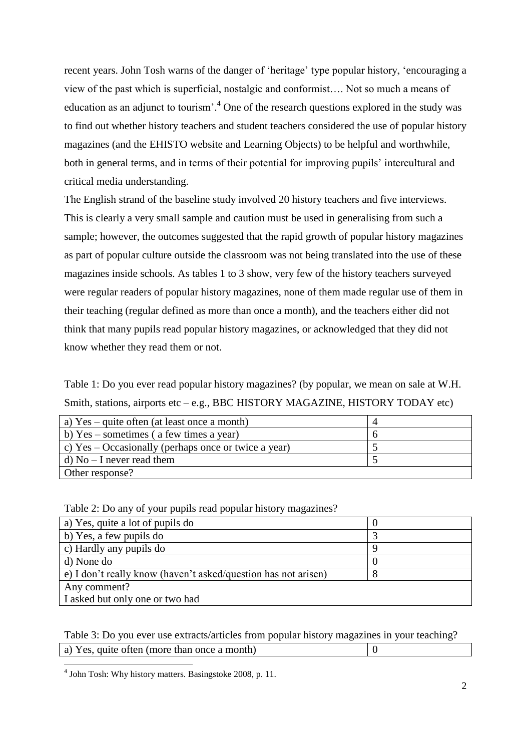recent years. John Tosh warns of the danger of 'heritage' type popular history, 'encouraging a view of the past which is superficial, nostalgic and conformist…. Not so much a means of education as an adjunct to tourism'.[4] One of the research questions explored in the study was to find out whether history teachers and student teachers considered the use of popular history magazines (and the EHISTO website and Learning Objects) to be helpful and worthwhile, both in general terms, and in terms of their potential for improving pupils' intercultural and critical media understanding.

The English strand of the baseline study involved 20 history teachers and five interviews. This is clearly a very small sample and caution must be used in generalising from such a sample; however, the outcomes suggested that the rapid growth of popular history magazines as part of popular culture outside the classroom was not being translated into the use of these magazines inside schools. As tables 1 to 3 show, very few of the history teachers surveyed were regular readers of popular history magazines, none of them made regular use of them in their teaching (regular defined as more than once a month), and the teachers either did not think that many pupils read popular history magazines, or acknowledged that they did not know whether they read them or not.

Table 1: Do you ever read popular history magazines? (by popular, we mean on sale at W.H. Smith, stations, airports etc – e.g., BBC HISTORY MAGAZINE, HISTORY TODAY etc)

| | |
|---|---|
| a) Yes – quite often (at least once a month) | 4 |
| b) Yes – sometimes ( a few times a year) | 6 |
| c) Yes – Occasionally (perhaps once or twice a year) | 5 |
| d) No – I never read them | 5 |
| Other response? | |

Table 2: Do any of your pupils read popular history magazines?

| | |
|---|---|
| a) Yes, quite a lot of pupils do | 0 |
| b) Yes, a few pupils do | 3 |
| c) Hardly any pupils do | 9 |
| d) None do | 0 |
| e) I don't really know (haven't asked/question has not arisen) | 8 |
| Any comment?<br>I asked but only one or two had | |

Table 3: Do you ever use extracts/articles from popular history magazines in your teaching?

| | |
|---|---|
| a) Yes, quite often (more than once a month) | 0 |

[4] John Tosh: Why history matters. Basingstoke 2008, p. 11.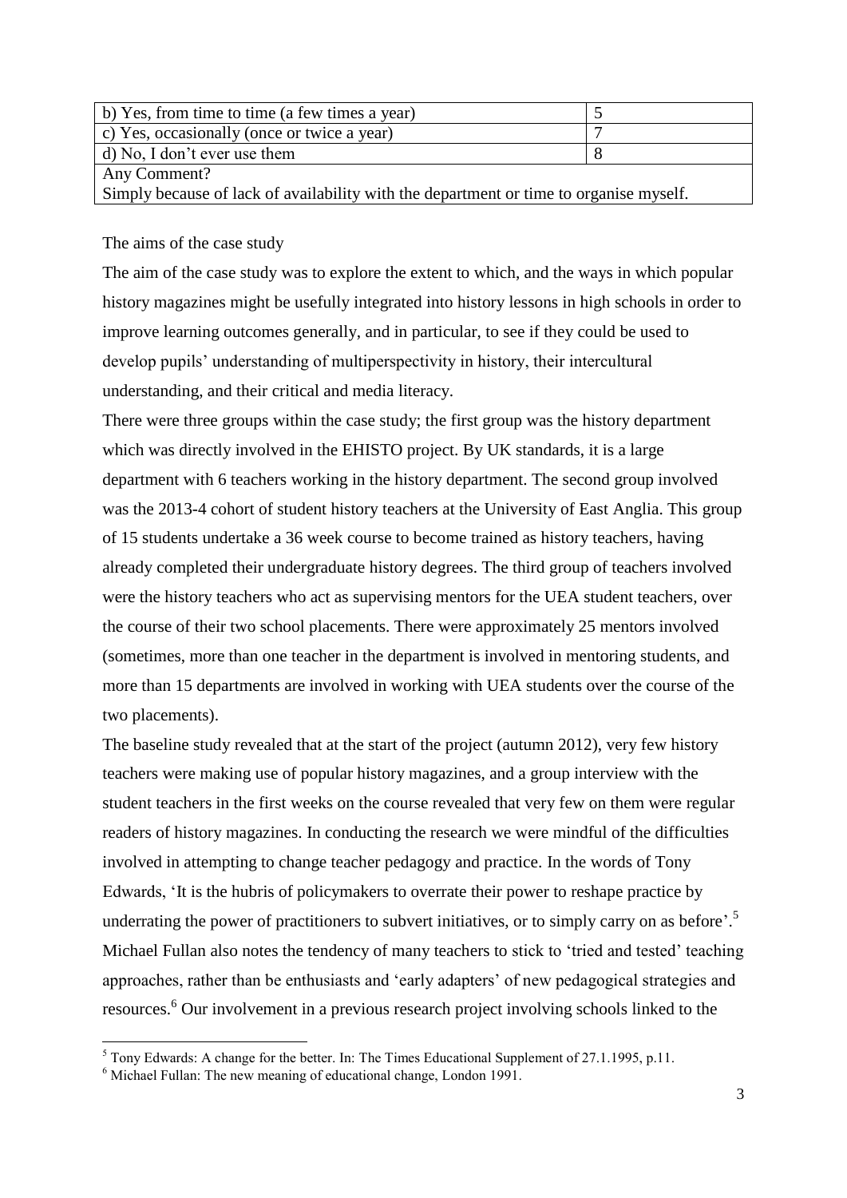| b) Yes, from time to time (a few times a year) | 5 |
|---|---|
| c) Yes, occasionally (once or twice a year) | 7 |
| d) No, I don't ever use them | 8 |
| Any Comment? Simply because of lack of availability with the department or time to organise myself. | |

The aims of the case study

The aim of the case study was to explore the extent to which, and the ways in which popular history magazines might be usefully integrated into history lessons in high schools in order to improve learning outcomes generally, and in particular, to see if they could be used to develop pupils' understanding of multiperspectivity in history, their intercultural understanding, and their critical and media literacy.

There were three groups within the case study; the first group was the history department which was directly involved in the EHISTO project. By UK standards, it is a large department with 6 teachers working in the history department. The second group involved was the 2013-4 cohort of student history teachers at the University of East Anglia. This group of 15 students undertake a 36 week course to become trained as history teachers, having already completed their undergraduate history degrees. The third group of teachers involved were the history teachers who act as supervising mentors for the UEA student teachers, over the course of their two school placements. There were approximately 25 mentors involved (sometimes, more than one teacher in the department is involved in mentoring students, and more than 15 departments are involved in working with UEA students over the course of the two placements).

The baseline study revealed that at the start of the project (autumn 2012), very few history teachers were making use of popular history magazines, and a group interview with the student teachers in the first weeks on the course revealed that very few on them were regular readers of history magazines. In conducting the research we were mindful of the difficulties involved in attempting to change teacher pedagogy and practice. In the words of Tony Edwards, 'It is the hubris of policymakers to overrate their power to reshape practice by underrating the power of practitioners to subvert initiatives, or to simply carry on as before'.[5] Michael Fullan also notes the tendency of many teachers to stick to 'tried and tested' teaching approaches, rather than be enthusiasts and 'early adapters' of new pedagogical strategies and resources.[6] Our involvement in a previous research project involving schools linked to the

[5] Tony Edwards: A change for the better. In: The Times Educational Supplement of 27.1.1995, p.11.

[6] Michael Fullan: The new meaning of educational change, London 1991.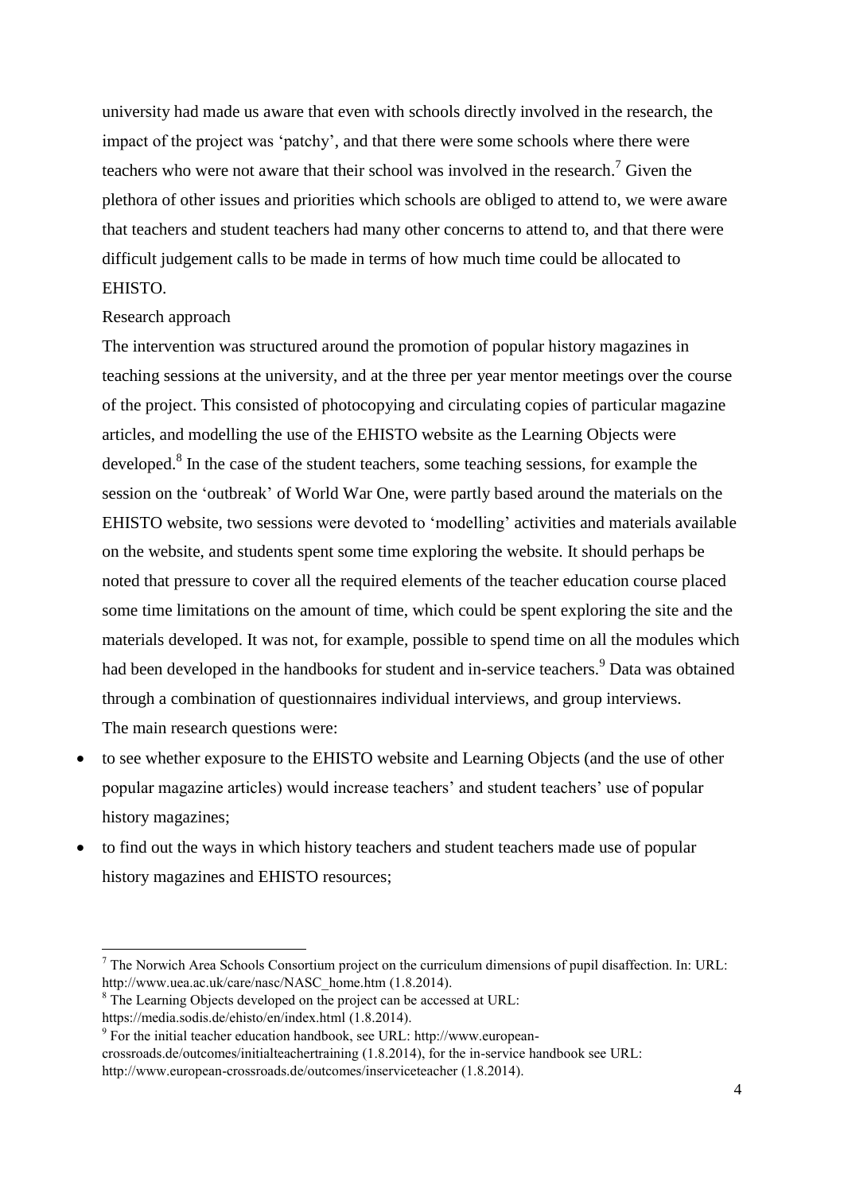university had made us aware that even with schools directly involved in the research, the impact of the project was 'patchy', and that there were some schools where there were teachers who were not aware that their school was involved in the research.[7] Given the plethora of other issues and priorities which schools are obliged to attend to, we were aware that teachers and student teachers had many other concerns to attend to, and that there were difficult judgement calls to be made in terms of how much time could be allocated to EHISTO.

## Research approach

The intervention was structured around the promotion of popular history magazines in teaching sessions at the university, and at the three per year mentor meetings over the course of the project. This consisted of photocopying and circulating copies of particular magazine articles, and modelling the use of the EHISTO website as the Learning Objects were developed.[8] In the case of the student teachers, some teaching sessions, for example the session on the 'outbreak' of World War One, were partly based around the materials on the EHISTO website, two sessions were devoted to 'modelling' activities and materials available on the website, and students spent some time exploring the website. It should perhaps be noted that pressure to cover all the required elements of the teacher education course placed some time limitations on the amount of time, which could be spent exploring the site and the materials developed. It was not, for example, possible to spend time on all the modules which had been developed in the handbooks for student and in-service teachers.[9] Data was obtained through a combination of questionnaires individual interviews, and group interviews.

The main research questions were:

- to see whether exposure to the EHISTO website and Learning Objects (and the use of other popular magazine articles) would increase teachers' and student teachers' use of popular history magazines;
- to find out the ways in which history teachers and student teachers made use of popular history magazines and EHISTO resources;

---

[7] The Norwich Area Schools Consortium project on the curriculum dimensions of pupil disaffection. In: URL: http://www.uea.ac.uk/care/nasc/NASC_home.htm (1.8.2014).

[8] The Learning Objects developed on the project can be accessed at URL: https://media.sodis.de/ehisto/en/index.html (1.8.2014).

[9] For the initial teacher education handbook, see URL: http://www.european-crossroads.de/outcomes/initialteachertraining (1.8.2014), for the in-service handbook see URL: http://www.european-crossroads.de/outcomes/inserviceteacher (1.8.2014).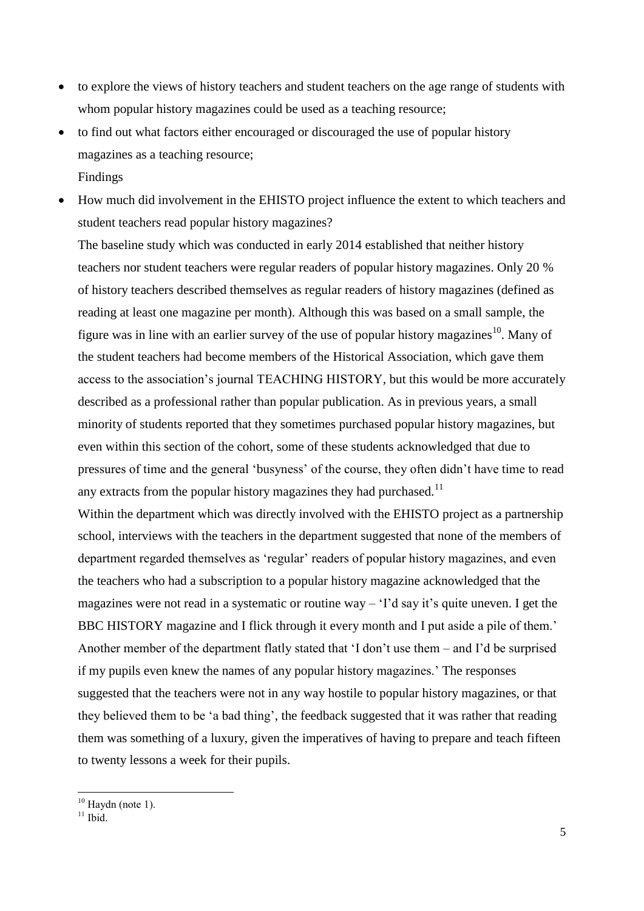- to explore the views of history teachers and student teachers on the age range of students with whom popular history magazines could be used as a teaching resource;
- to find out what factors either encouraged or discouraged the use of popular history magazines as a teaching resource;

Findings

- How much did involvement in the EHISTO project influence the extent to which teachers and student teachers read popular history magazines?

The baseline study which was conducted in early 2014 established that neither history teachers nor student teachers were regular readers of popular history magazines. Only 20 % of history teachers described themselves as regular readers of history magazines (defined as reading at least one magazine per month). Although this was based on a small sample, the figure was in line with an earlier survey of the use of popular history magazines[10]. Many of the student teachers had become members of the Historical Association, which gave them access to the association's journal TEACHING HISTORY, but this would be more accurately described as a professional rather than popular publication. As in previous years, a small minority of students reported that they sometimes purchased popular history magazines, but even within this section of the cohort, some of these students acknowledged that due to pressures of time and the general 'busyness' of the course, they often didn't have time to read any extracts from the popular history magazines they had purchased.[11]

Within the department which was directly involved with the EHISTO project as a partnership school, interviews with the teachers in the department suggested that none of the members of department regarded themselves as 'regular' readers of popular history magazines, and even the teachers who had a subscription to a popular history magazine acknowledged that the magazines were not read in a systematic or routine way – 'I'd say it's quite uneven. I get the BBC HISTORY magazine and I flick through it every month and I put aside a pile of them.' Another member of the department flatly stated that 'I don't use them – and I'd be surprised if my pupils even knew the names of any popular history magazines.' The responses suggested that the teachers were not in any way hostile to popular history magazines, or that they believed them to be 'a bad thing', the feedback suggested that it was rather that reading them was something of a luxury, given the imperatives of having to prepare and teach fifteen to twenty lessons a week for their pupils.

---

[10] Haydn (note 1).

[11] Ibid.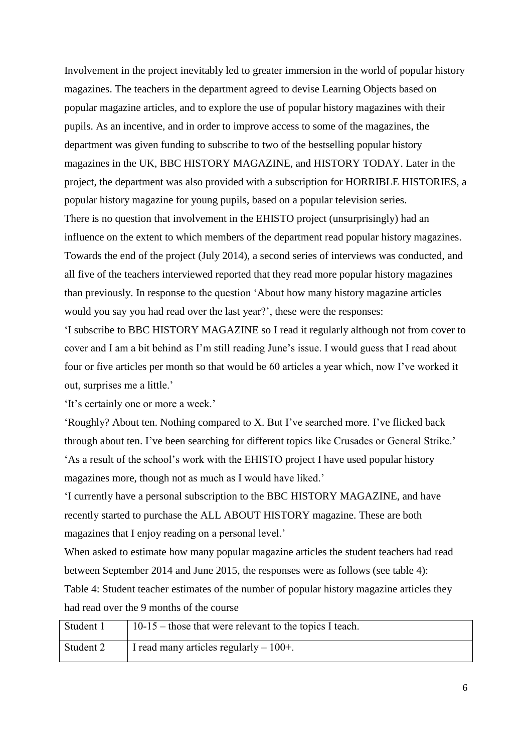Involvement in the project inevitably led to greater immersion in the world of popular history magazines. The teachers in the department agreed to devise Learning Objects based on popular magazine articles, and to explore the use of popular history magazines with their pupils. As an incentive, and in order to improve access to some of the magazines, the department was given funding to subscribe to two of the bestselling popular history magazines in the UK, BBC HISTORY MAGAZINE, and HISTORY TODAY. Later in the project, the department was also provided with a subscription for HORRIBLE HISTORIES, a popular history magazine for young pupils, based on a popular television series.

There is no question that involvement in the EHISTO project (unsurprisingly) had an influence on the extent to which members of the department read popular history magazines. Towards the end of the project (July 2014), a second series of interviews was conducted, and all five of the teachers interviewed reported that they read more popular history magazines than previously. In response to the question 'About how many history magazine articles would you say you had read over the last year?', these were the responses:

'I subscribe to BBC HISTORY MAGAZINE so I read it regularly although not from cover to cover and I am a bit behind as I'm still reading June's issue. I would guess that I read about four or five articles per month so that would be 60 articles a year which, now I've worked it out, surprises me a little.'

'It's certainly one or more a week.'

'Roughly? About ten. Nothing compared to X. But I've searched more. I've flicked back through about ten. I've been searching for different topics like Crusades or General Strike.'

'As a result of the school's work with the EHISTO project I have used popular history magazines more, though not as much as I would have liked.'

'I currently have a personal subscription to the BBC HISTORY MAGAZINE, and have recently started to purchase the ALL ABOUT HISTORY magazine. These are both magazines that I enjoy reading on a personal level.'

When asked to estimate how many popular magazine articles the student teachers had read between September 2014 and June 2015, the responses were as follows (see table 4):

Table 4: Student teacher estimates of the number of popular history magazine articles they had read over the 9 months of the course

| | |
|---|---|
| Student 1 | 10-15 – those that were relevant to the topics I teach. |
| Student 2 | I read many articles regularly – 100+. |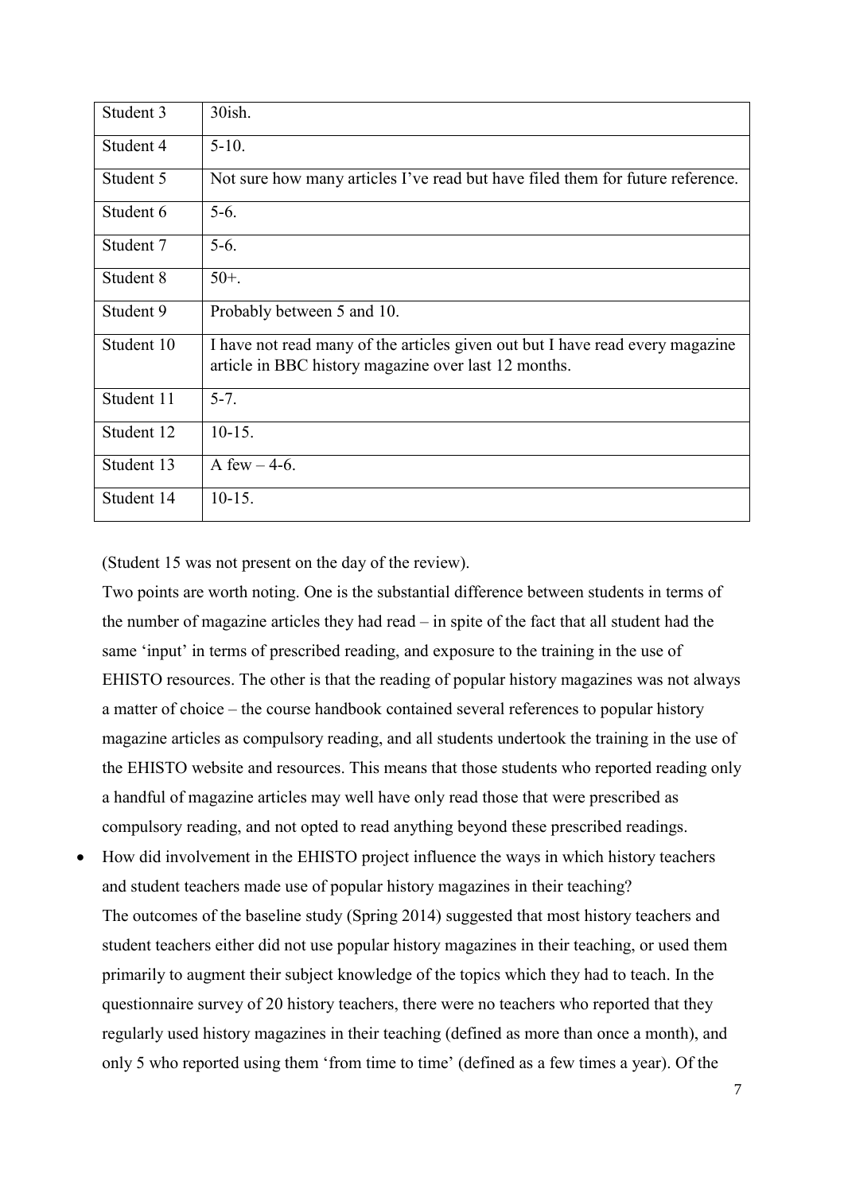| Student 3 | 30ish. |
|---|---|
| Student 4 | 5-10. |
| Student 5 | Not sure how many articles I've read but have filed them for future reference. |
| Student 6 | 5-6. |
| Student 7 | 5-6. |
| Student 8 | 50+. |
| Student 9 | Probably between 5 and 10. |
| Student 10 | I have not read many of the articles given out but I have read every magazine article in BBC history magazine over last 12 months. |
| Student 11 | 5-7. |
| Student 12 | 10-15. |
| Student 13 | A few – 4-6. |
| Student 14 | 10-15. |

(Student 15 was not present on the day of the review).

Two points are worth noting. One is the substantial difference between students in terms of the number of magazine articles they had read – in spite of the fact that all student had the same 'input' in terms of prescribed reading, and exposure to the training in the use of EHISTO resources. The other is that the reading of popular history magazines was not always a matter of choice – the course handbook contained several references to popular history magazine articles as compulsory reading, and all students undertook the training in the use of the EHISTO website and resources. This means that those students who reported reading only a handful of magazine articles may well have only read those that were prescribed as compulsory reading, and not opted to read anything beyond these prescribed readings.

- How did involvement in the EHISTO project influence the ways in which history teachers and student teachers made use of popular history magazines in their teaching?
  The outcomes of the baseline study (Spring 2014) suggested that most history teachers and student teachers either did not use popular history magazines in their teaching, or used them primarily to augment their subject knowledge of the topics which they had to teach. In the questionnaire survey of 20 history teachers, there were no teachers who reported that they regularly used history magazines in their teaching (defined as more than once a month), and only 5 who reported using them 'from time to time' (defined as a few times a year). Of the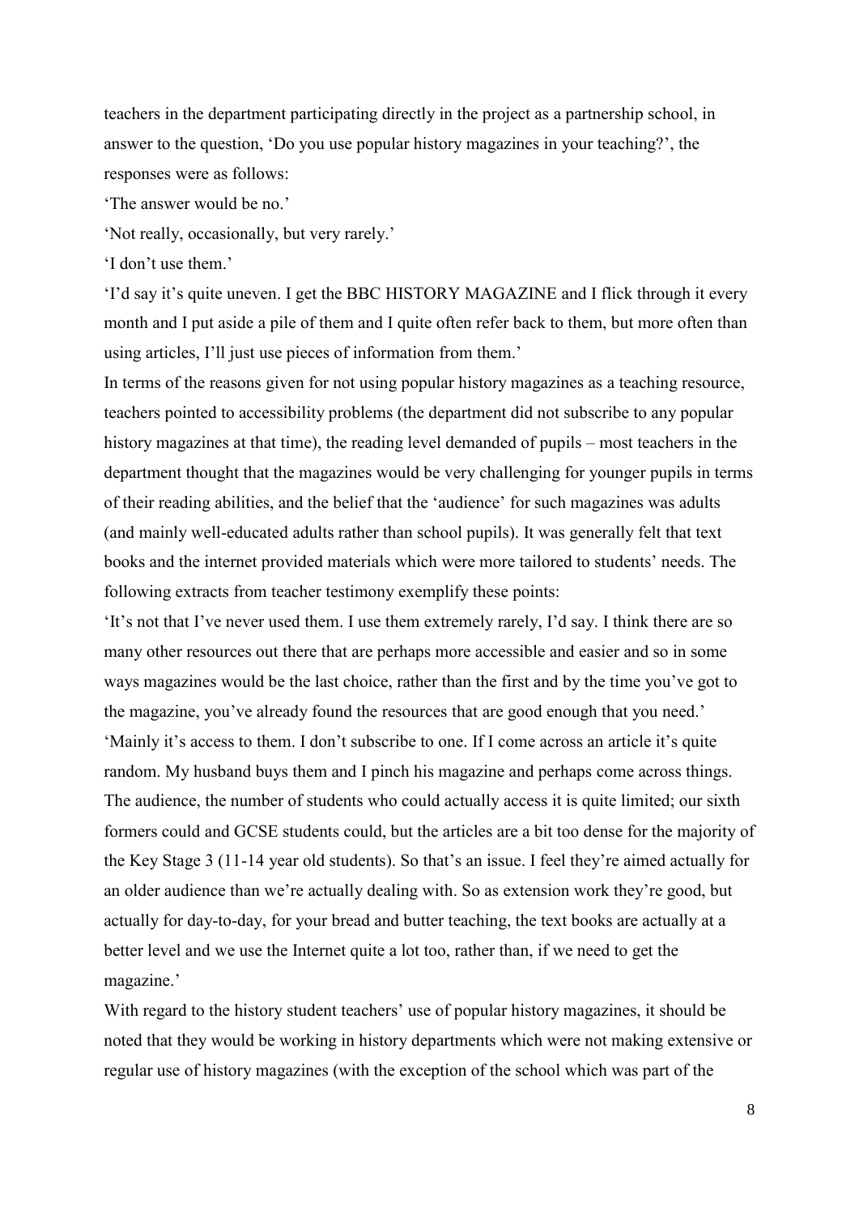teachers in the department participating directly in the project as a partnership school, in answer to the question, 'Do you use popular history magazines in your teaching?', the responses were as follows:

'The answer would be no.'

'Not really, occasionally, but very rarely.'

'I don't use them.'

'I'd say it's quite uneven. I get the BBC HISTORY MAGAZINE and I flick through it every month and I put aside a pile of them and I quite often refer back to them, but more often than using articles, I'll just use pieces of information from them.'

In terms of the reasons given for not using popular history magazines as a teaching resource, teachers pointed to accessibility problems (the department did not subscribe to any popular history magazines at that time), the reading level demanded of pupils – most teachers in the department thought that the magazines would be very challenging for younger pupils in terms of their reading abilities, and the belief that the 'audience' for such magazines was adults (and mainly well-educated adults rather than school pupils). It was generally felt that text books and the internet provided materials which were more tailored to students' needs. The following extracts from teacher testimony exemplify these points:

'It's not that I've never used them. I use them extremely rarely, I'd say. I think there are so many other resources out there that are perhaps more accessible and easier and so in some ways magazines would be the last choice, rather than the first and by the time you've got to the magazine, you've already found the resources that are good enough that you need.'

'Mainly it's access to them. I don't subscribe to one. If I come across an article it's quite random. My husband buys them and I pinch his magazine and perhaps come across things. The audience, the number of students who could actually access it is quite limited; our sixth formers could and GCSE students could, but the articles are a bit too dense for the majority of the Key Stage 3 (11-14 year old students). So that's an issue. I feel they're aimed actually for an older audience than we're actually dealing with. So as extension work they're good, but actually for day-to-day, for your bread and butter teaching, the text books are actually at a better level and we use the Internet quite a lot too, rather than, if we need to get the magazine.'

With regard to the history student teachers' use of popular history magazines, it should be noted that they would be working in history departments which were not making extensive or regular use of history magazines (with the exception of the school which was part of the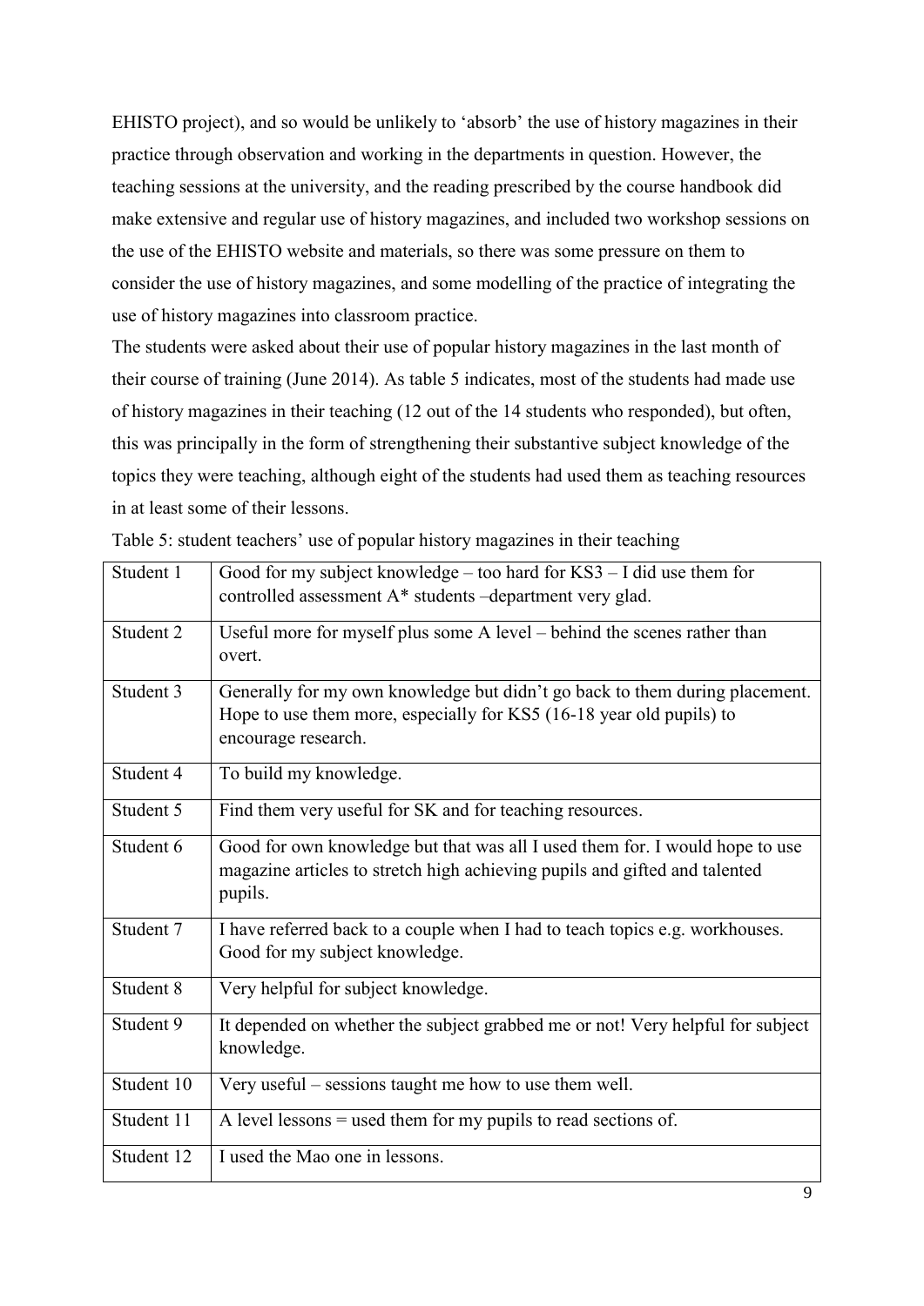EHISTO project), and so would be unlikely to 'absorb' the use of history magazines in their practice through observation and working in the departments in question. However, the teaching sessions at the university, and the reading prescribed by the course handbook did make extensive and regular use of history magazines, and included two workshop sessions on the use of the EHISTO website and materials, so there was some pressure on them to consider the use of history magazines, and some modelling of the practice of integrating the use of history magazines into classroom practice.

The students were asked about their use of popular history magazines in the last month of their course of training (June 2014). As table 5 indicates, most of the students had made use of history magazines in their teaching (12 out of the 14 students who responded), but often, this was principally in the form of strengthening their substantive subject knowledge of the topics they were teaching, although eight of the students had used them as teaching resources in at least some of their lessons.

Table 5: student teachers' use of popular history magazines in their teaching

| | |
|---|---|
| Student 1 | Good for my subject knowledge – too hard for KS3 – I did use them for controlled assessment A* students –department very glad. |
| Student 2 | Useful more for myself plus some A level – behind the scenes rather than overt. |
| Student 3 | Generally for my own knowledge but didn't go back to them during placement. Hope to use them more, especially for KS5 (16-18 year old pupils) to encourage research. |
| Student 4 | To build my knowledge. |
| Student 5 | Find them very useful for SK and for teaching resources. |
| Student 6 | Good for own knowledge but that was all I used them for. I would hope to use magazine articles to stretch high achieving pupils and gifted and talented pupils. |
| Student 7 | I have referred back to a couple when I had to teach topics e.g. workhouses. Good for my subject knowledge. |
| Student 8 | Very helpful for subject knowledge. |
| Student 9 | It depended on whether the subject grabbed me or not! Very helpful for subject knowledge. |
| Student 10 | Very useful – sessions taught me how to use them well. |
| Student 11 | A level lessons = used them for my pupils to read sections of. |
| Student 12 | I used the Mao one in lessons. |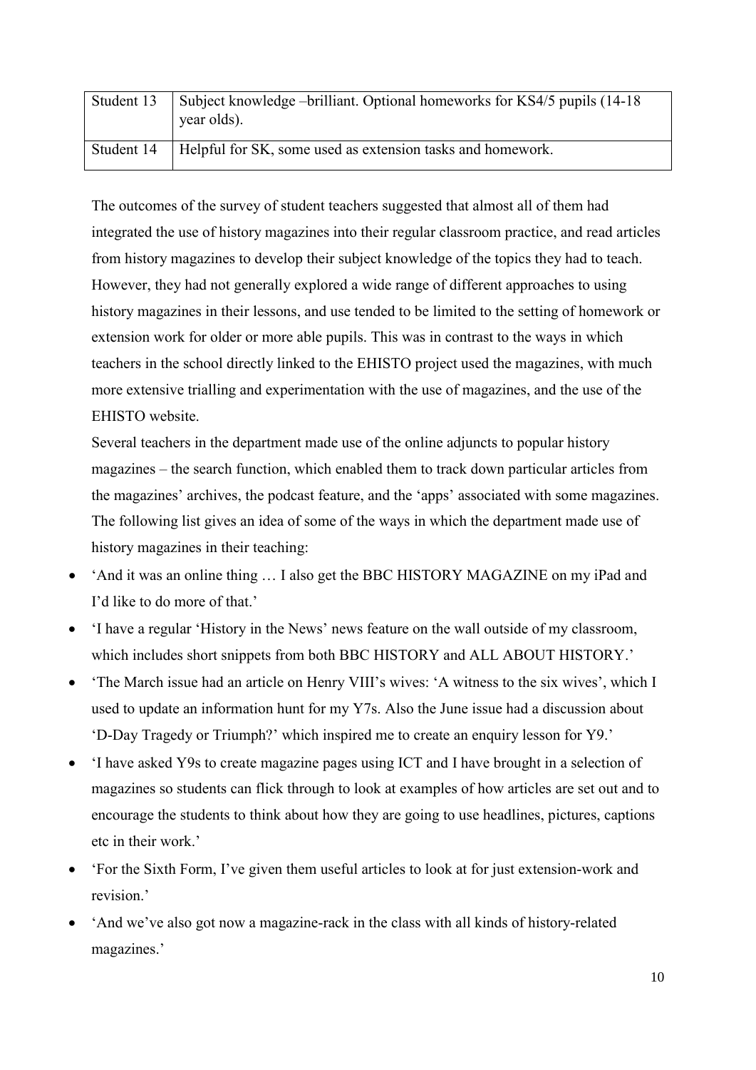| Student 13 | Subject knowledge –brilliant. Optional homeworks for KS4/5 pupils (14-18 year olds). |
|---|---|
| Student 14 | Helpful for SK, some used as extension tasks and homework. |

The outcomes of the survey of student teachers suggested that almost all of them had integrated the use of history magazines into their regular classroom practice, and read articles from history magazines to develop their subject knowledge of the topics they had to teach. However, they had not generally explored a wide range of different approaches to using history magazines in their lessons, and use tended to be limited to the setting of homework or extension work for older or more able pupils. This was in contrast to the ways in which teachers in the school directly linked to the EHISTO project used the magazines, with much more extensive trialling and experimentation with the use of magazines, and the use of the EHISTO website.

Several teachers in the department made use of the online adjuncts to popular history magazines – the search function, which enabled them to track down particular articles from the magazines' archives, the podcast feature, and the 'apps' associated with some magazines. The following list gives an idea of some of the ways in which the department made use of history magazines in their teaching:

- 'And it was an online thing … I also get the BBC HISTORY MAGAZINE on my iPad and I'd like to do more of that.'
- 'I have a regular 'History in the News' news feature on the wall outside of my classroom, which includes short snippets from both BBC HISTORY and ALL ABOUT HISTORY.'
- 'The March issue had an article on Henry VIII's wives: 'A witness to the six wives', which I used to update an information hunt for my Y7s. Also the June issue had a discussion about 'D-Day Tragedy or Triumph?' which inspired me to create an enquiry lesson for Y9.'
- 'I have asked Y9s to create magazine pages using ICT and I have brought in a selection of magazines so students can flick through to look at examples of how articles are set out and to encourage the students to think about how they are going to use headlines, pictures, captions etc in their work.'
- 'For the Sixth Form, I've given them useful articles to look at for just extension-work and revision.'
- 'And we've also got now a magazine-rack in the class with all kinds of history-related magazines.'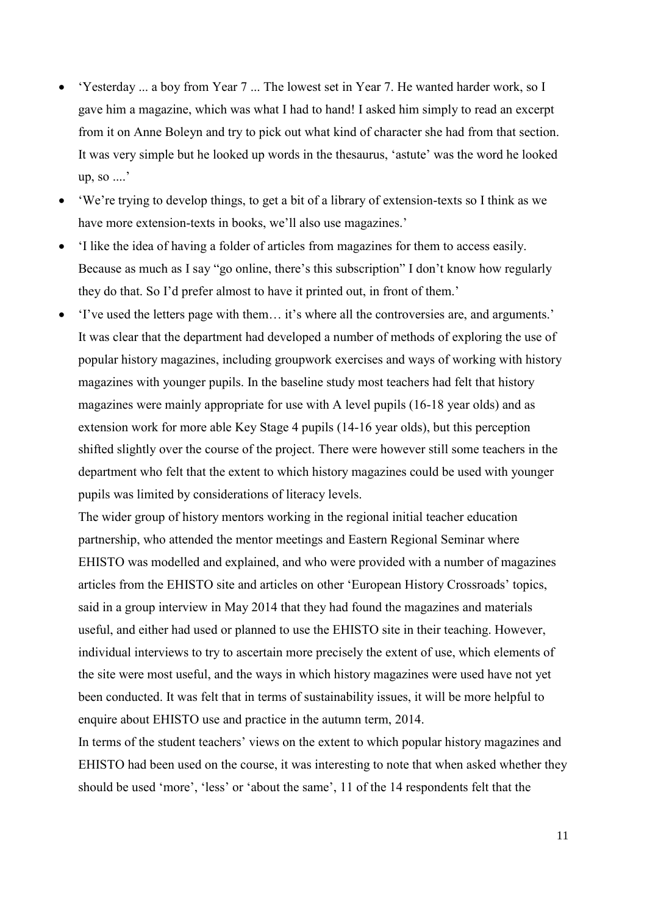- 'Yesterday ... a boy from Year 7 ... The lowest set in Year 7. He wanted harder work, so I gave him a magazine, which was what I had to hand! I asked him simply to read an excerpt from it on Anne Boleyn and try to pick out what kind of character she had from that section. It was very simple but he looked up words in the thesaurus, 'astute' was the word he looked up, so ....'
- 'We're trying to develop things, to get a bit of a library of extension-texts so I think as we have more extension-texts in books, we'll also use magazines.'
- 'I like the idea of having a folder of articles from magazines for them to access easily. Because as much as I say "go online, there's this subscription" I don't know how regularly they do that. So I'd prefer almost to have it printed out, in front of them.'
- 'I've used the letters page with them… it's where all the controversies are, and arguments.'

It was clear that the department had developed a number of methods of exploring the use of popular history magazines, including groupwork exercises and ways of working with history magazines with younger pupils. In the baseline study most teachers had felt that history magazines were mainly appropriate for use with A level pupils (16-18 year olds) and as extension work for more able Key Stage 4 pupils (14-16 year olds), but this perception shifted slightly over the course of the project. There were however still some teachers in the department who felt that the extent to which history magazines could be used with younger pupils was limited by considerations of literacy levels.

The wider group of history mentors working in the regional initial teacher education partnership, who attended the mentor meetings and Eastern Regional Seminar where EHISTO was modelled and explained, and who were provided with a number of magazines articles from the EHISTO site and articles on other 'European History Crossroads' topics, said in a group interview in May 2014 that they had found the magazines and materials useful, and either had used or planned to use the EHISTO site in their teaching. However, individual interviews to try to ascertain more precisely the extent of use, which elements of the site were most useful, and the ways in which history magazines were used have not yet been conducted. It was felt that in terms of sustainability issues, it will be more helpful to enquire about EHISTO use and practice in the autumn term, 2014.

In terms of the student teachers' views on the extent to which popular history magazines and EHISTO had been used on the course, it was interesting to note that when asked whether they should be used 'more', 'less' or 'about the same', 11 of the 14 respondents felt that the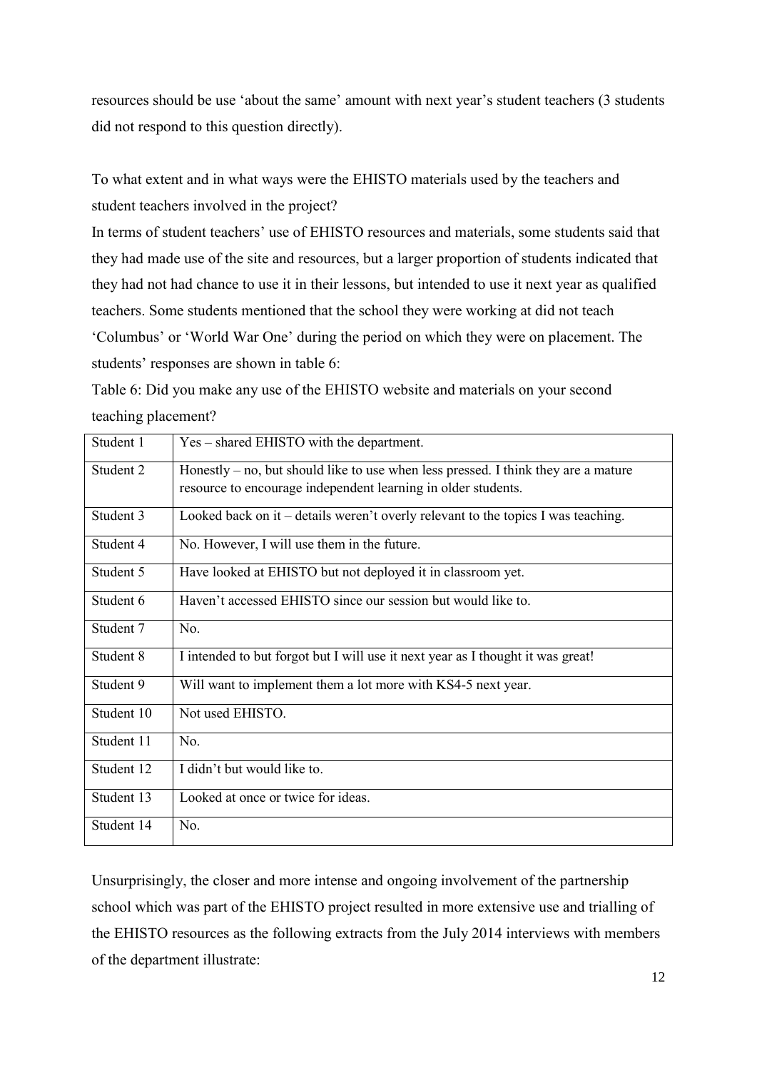resources should be use 'about the same' amount with next year's student teachers (3 students did not respond to this question directly).

To what extent and in what ways were the EHISTO materials used by the teachers and student teachers involved in the project?

In terms of student teachers' use of EHISTO resources and materials, some students said that they had made use of the site and resources, but a larger proportion of students indicated that they had not had chance to use it in their lessons, but intended to use it next year as qualified teachers. Some students mentioned that the school they were working at did not teach 'Columbus' or 'World War One' during the period on which they were on placement. The students' responses are shown in table 6:

Table 6: Did you make any use of the EHISTO website and materials on your second teaching placement?

| | |
|---|---|
| Student 1 | Yes – shared EHISTO with the department. |
| Student 2 | Honestly – no, but should like to use when less pressed. I think they are a mature resource to encourage independent learning in older students. |
| Student 3 | Looked back on it – details weren't overly relevant to the topics I was teaching. |
| Student 4 | No. However, I will use them in the future. |
| Student 5 | Have looked at EHISTO but not deployed it in classroom yet. |
| Student 6 | Haven't accessed EHISTO since our session but would like to. |
| Student 7 | No. |
| Student 8 | I intended to but forgot but I will use it next year as I thought it was great! |
| Student 9 | Will want to implement them a lot more with KS4-5 next year. |
| Student 10 | Not used EHISTO. |
| Student 11 | No. |
| Student 12 | I didn't but would like to. |
| Student 13 | Looked at once or twice for ideas. |
| Student 14 | No. |

Unsurprisingly, the closer and more intense and ongoing involvement of the partnership school which was part of the EHISTO project resulted in more extensive use and trialling of the EHISTO resources as the following extracts from the July 2014 interviews with members of the department illustrate: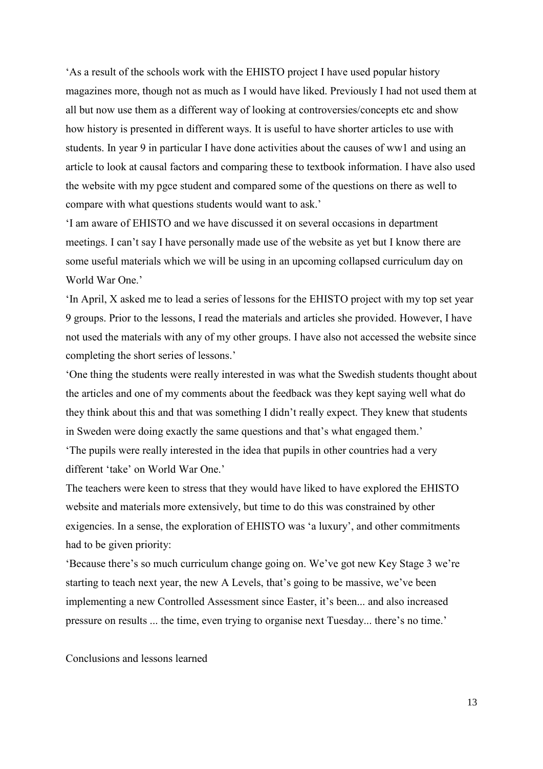'As a result of the schools work with the EHISTO project I have used popular history magazines more, though not as much as I would have liked. Previously I had not used them at all but now use them as a different way of looking at controversies/concepts etc and show how history is presented in different ways. It is useful to have shorter articles to use with students. In year 9 in particular I have done activities about the causes of ww1 and using an article to look at causal factors and comparing these to textbook information. I have also used the website with my pgce student and compared some of the questions on there as well to compare with what questions students would want to ask.'

'I am aware of EHISTO and we have discussed it on several occasions in department meetings. I can't say I have personally made use of the website as yet but I know there are some useful materials which we will be using in an upcoming collapsed curriculum day on World War One.'

'In April, X asked me to lead a series of lessons for the EHISTO project with my top set year 9 groups. Prior to the lessons, I read the materials and articles she provided. However, I have not used the materials with any of my other groups. I have also not accessed the website since completing the short series of lessons.'

'One thing the students were really interested in was what the Swedish students thought about the articles and one of my comments about the feedback was they kept saying well what do they think about this and that was something I didn't really expect. They knew that students in Sweden were doing exactly the same questions and that's what engaged them.'

'The pupils were really interested in the idea that pupils in other countries had a very different 'take' on World War One.'

The teachers were keen to stress that they would have liked to have explored the EHISTO website and materials more extensively, but time to do this was constrained by other exigencies. In a sense, the exploration of EHISTO was 'a luxury', and other commitments had to be given priority:

'Because there's so much curriculum change going on. We've got new Key Stage 3 we're starting to teach next year, the new A Levels, that's going to be massive, we've been implementing a new Controlled Assessment since Easter, it's been... and also increased pressure on results ... the time, even trying to organise next Tuesday... there's no time.'

## Conclusions and lessons learned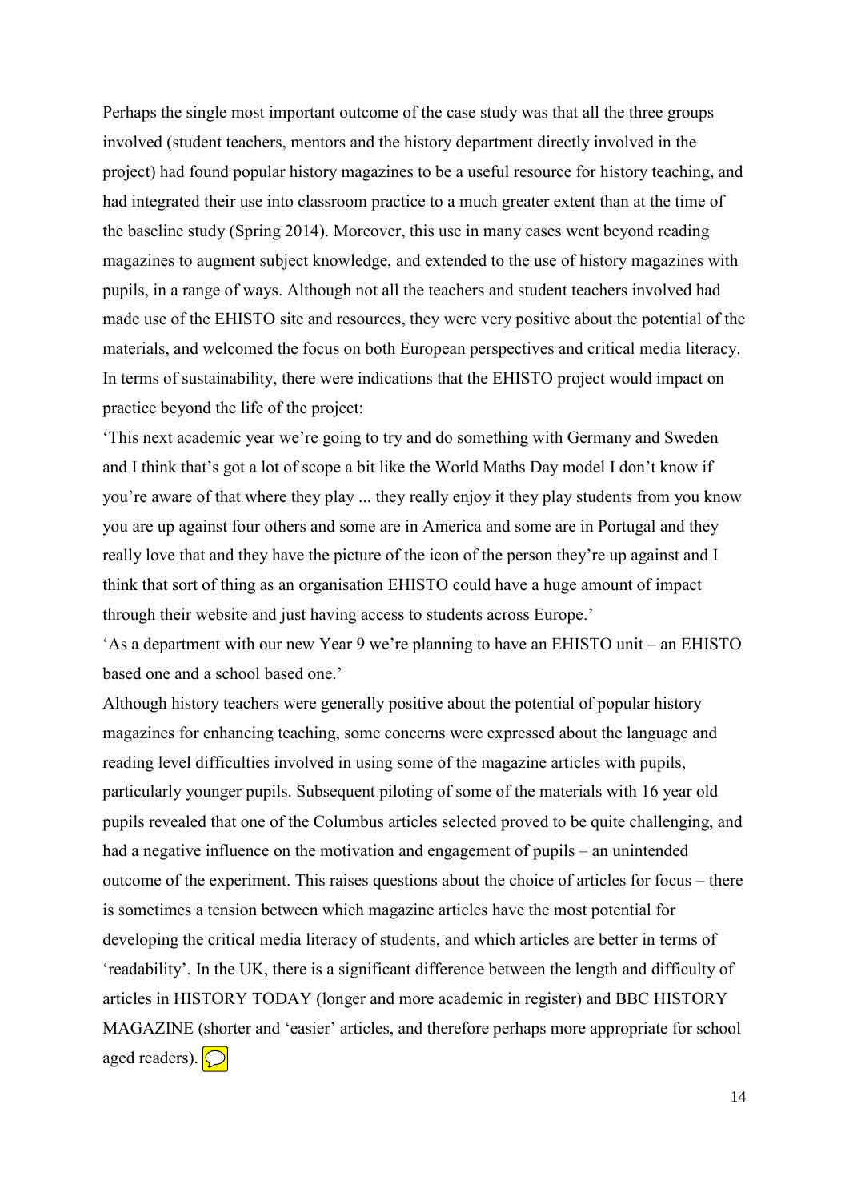Perhaps the single most important outcome of the case study was that all the three groups involved (student teachers, mentors and the history department directly involved in the project) had found popular history magazines to be a useful resource for history teaching, and had integrated their use into classroom practice to a much greater extent than at the time of the baseline study (Spring 2014). Moreover, this use in many cases went beyond reading magazines to augment subject knowledge, and extended to the use of history magazines with pupils, in a range of ways. Although not all the teachers and student teachers involved had made use of the EHISTO site and resources, they were very positive about the potential of the materials, and welcomed the focus on both European perspectives and critical media literacy. In terms of sustainability, there were indications that the EHISTO project would impact on practice beyond the life of the project:

'This next academic year we're going to try and do something with Germany and Sweden and I think that's got a lot of scope a bit like the World Maths Day model I don't know if you're aware of that where they play ... they really enjoy it they play students from you know you are up against four others and some are in America and some are in Portugal and they really love that and they have the picture of the icon of the person they're up against and I think that sort of thing as an organisation EHISTO could have a huge amount of impact through their website and just having access to students across Europe.'

'As a department with our new Year 9 we're planning to have an EHISTO unit – an EHISTO based one and a school based one.'

Although history teachers were generally positive about the potential of popular history magazines for enhancing teaching, some concerns were expressed about the language and reading level difficulties involved in using some of the magazine articles with pupils, particularly younger pupils. Subsequent piloting of some of the materials with 16 year old pupils revealed that one of the Columbus articles selected proved to be quite challenging, and had a negative influence on the motivation and engagement of pupils – an unintended outcome of the experiment. This raises questions about the choice of articles for focus – there is sometimes a tension between which magazine articles have the most potential for developing the critical media literacy of students, and which articles are better in terms of 'readability'. In the UK, there is a significant difference between the length and difficulty of articles in HISTORY TODAY (longer and more academic in register) and BBC HISTORY MAGAZINE (shorter and 'easier' articles, and therefore perhaps more appropriate for school aged readers).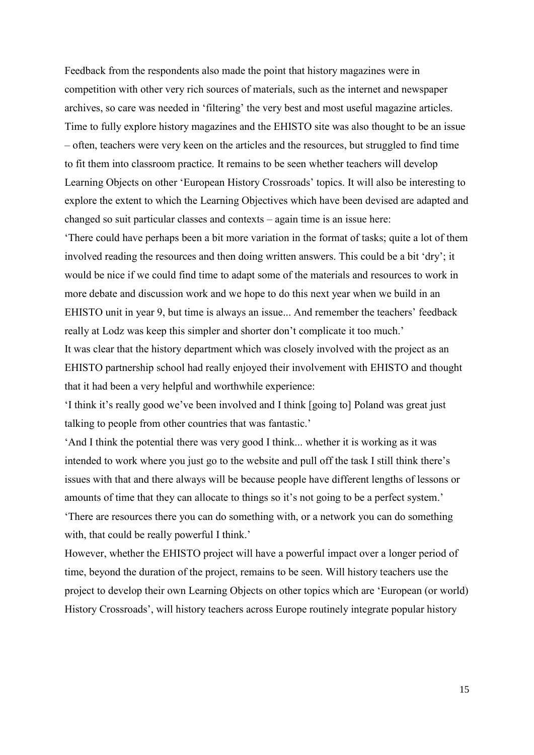Feedback from the respondents also made the point that history magazines were in competition with other very rich sources of materials, such as the internet and newspaper archives, so care was needed in 'filtering' the very best and most useful magazine articles. Time to fully explore history magazines and the EHISTO site was also thought to be an issue – often, teachers were very keen on the articles and the resources, but struggled to find time to fit them into classroom practice. It remains to be seen whether teachers will develop Learning Objects on other 'European History Crossroads' topics. It will also be interesting to explore the extent to which the Learning Objectives which have been devised are adapted and changed so suit particular classes and contexts – again time is an issue here:

'There could have perhaps been a bit more variation in the format of tasks; quite a lot of them involved reading the resources and then doing written answers. This could be a bit 'dry'; it would be nice if we could find time to adapt some of the materials and resources to work in more debate and discussion work and we hope to do this next year when we build in an EHISTO unit in year 9, but time is always an issue... And remember the teachers' feedback really at Lodz was keep this simpler and shorter don't complicate it too much.'

It was clear that the history department which was closely involved with the project as an EHISTO partnership school had really enjoyed their involvement with EHISTO and thought that it had been a very helpful and worthwhile experience:

'I think it's really good we've been involved and I think [going to] Poland was great just talking to people from other countries that was fantastic.'

'And I think the potential there was very good I think... whether it is working as it was intended to work where you just go to the website and pull off the task I still think there's issues with that and there always will be because people have different lengths of lessons or amounts of time that they can allocate to things so it's not going to be a perfect system.'

'There are resources there you can do something with, or a network you can do something with, that could be really powerful I think.'

However, whether the EHISTO project will have a powerful impact over a longer period of time, beyond the duration of the project, remains to be seen. Will history teachers use the project to develop their own Learning Objects on other topics which are 'European (or world) History Crossroads', will history teachers across Europe routinely integrate popular history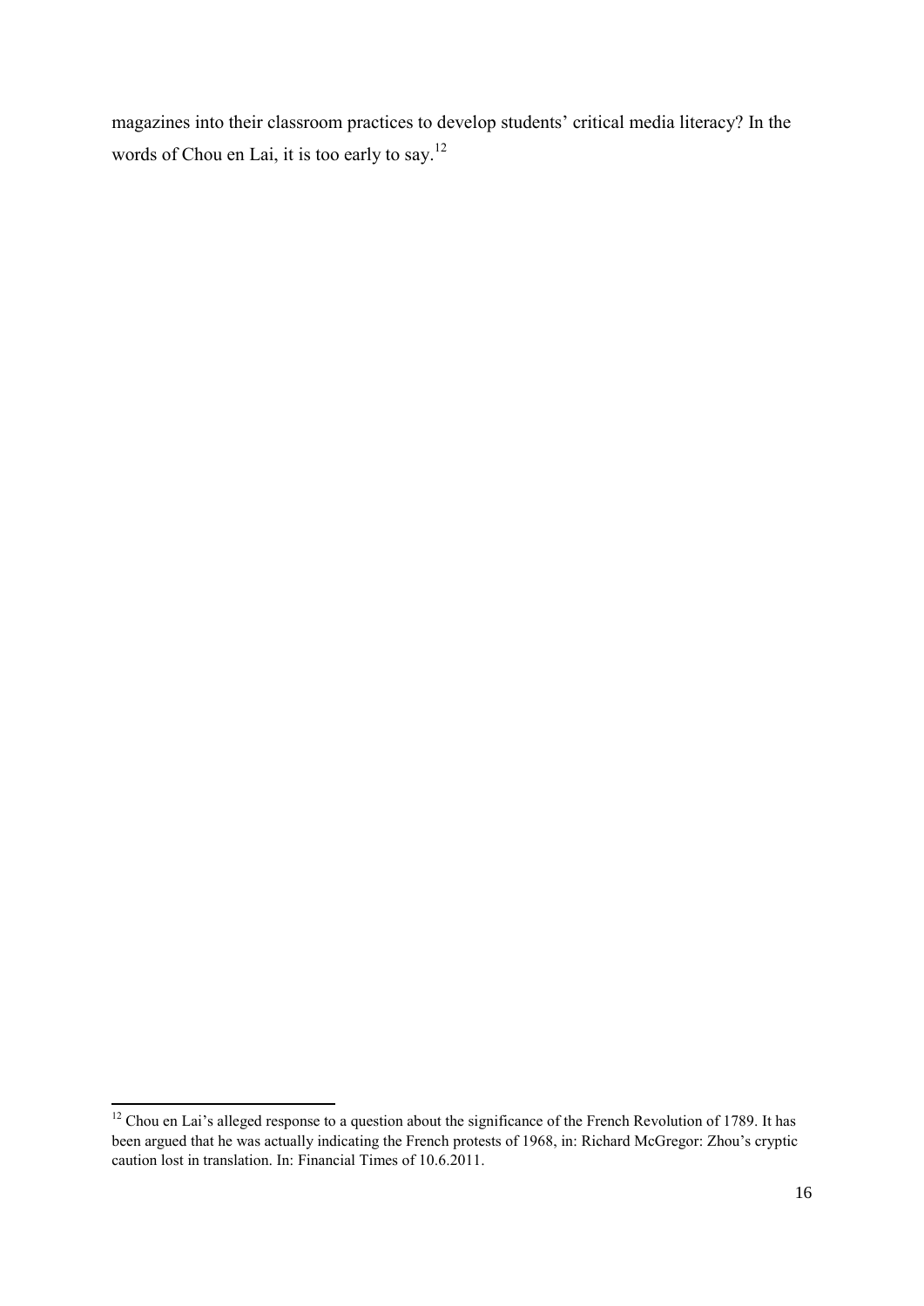magazines into their classroom practices to develop students' critical media literacy? In the words of Chou en Lai, it is too early to say.[12]

---

[12] Chou en Lai's alleged response to a question about the significance of the French Revolution of 1789. It has been argued that he was actually indicating the French protests of 1968, in: Richard McGregor: Zhou's cryptic caution lost in translation. In: Financial Times of 10.6.2011.